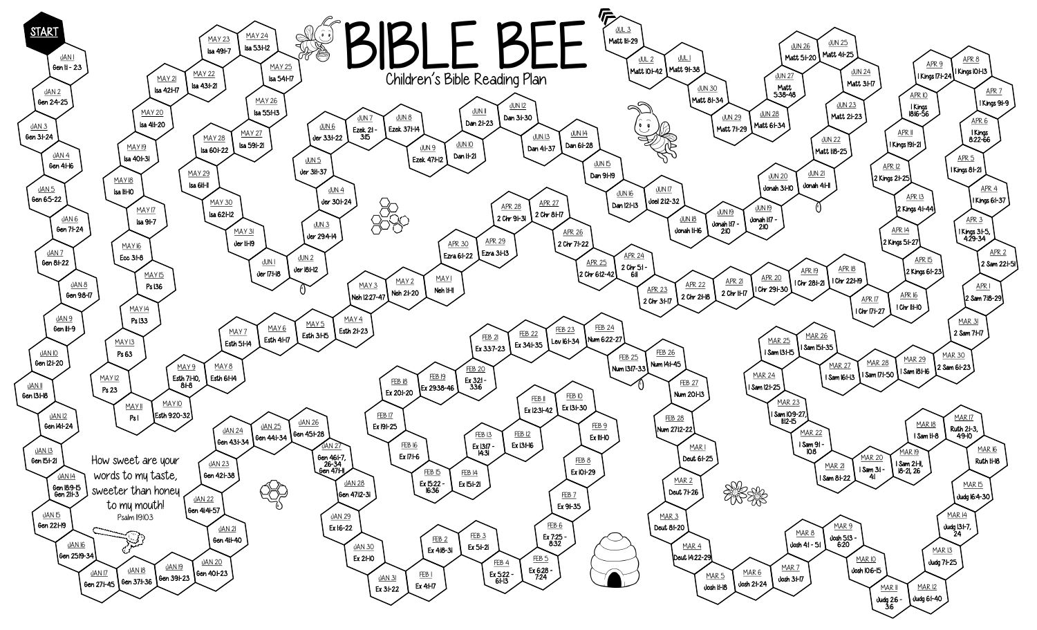# BIBLE BEE

## Children's Bible Reading Plan

START

How sweet are your words to my taste, sweeter than honey to my mouth!
Psalm 119:103

| Date | Reading |
|---|---|
| JAN 1 | Gen 1:1 - 2:3 |
| JAN 2 | Gen 2:4-25 |
| JAN 3 | Gen 3:1-24 |
| JAN 4 | Gen 4:1-16 |
| JAN 5 | Gen 6:5-22 |
| JAN 6 | Gen 7:1-24 |
| JAN 7 | Gen 8:1-22 |
| JAN 8 | Gen 9:8-17 |
| JAN 9 | Gen 11:1-9 |
| JAN 10 | Gen 12:1-20 |
| JAN 11 | Gen 13:1-18 |
| JAN 12 | Gen 14:1-24 |
| JAN 13 | Gen 15:1-21 |
| JAN 14 | Gen 18:9-15 Gen 21:1-3 |
| JAN 15 | Gen 22:1-19 |
| JAN 16 | Gen 25:19-34 |
| JAN 17 | Gen 27:1-45 |
| JAN 18 | Gen 37:1-36 |
| JAN 19 | Gen 39:1-23 |
| JAN 20 | Gen 40:1-23 |
| JAN 21 | Gen 41:1-40 |
| JAN 22 | Gen 41:41-57 |
| JAN 23 | Gen 42:1-38 |
| JAN 24 | Gen 43:1-34 |
| JAN 25 | Gen 44:1-34 |
| JAN 26 | Gen 45:1-28 |
| JAN 27 | Gen 46:1-7, 26-34 Gen 47:1-12 |
| JAN 28 | Gen 47:12-31 |
| JAN 29 | Ex 1:6-22 |
| JAN 30 | Ex 2:1-10 |
| JAN 31 | Ex 3:1-22 |
| FEB 1 | Ex 4:1-17 |
| FEB 2 | Ex 4:18-31 |
| FEB 3 | Ex 5:1-21 |
| FEB 4 | Ex 5:22 - 6:1-13 |
| FEB 5 | Ex 6:28 - 7:24 |
| FEB 6 | Ex 7:25 - 8:32 |
| FEB 7 | Ex 9:1-35 |
| FEB 8 | Ex 10:1-29 |
| FEB 9 | Ex 11:1-10 |
| FEB 10 | Ex 13:1-30 |
| FEB 11 | Ex 12:31-42 |
| FEB 12 | Ex 13:1-16 |
| FEB 13 | Ex 13:17 - 14:31 |
| FEB 14 | Ex 15:1-21 |
| FEB 15 | Ex 15:22 - 16:36 |
| FEB 16 | Ex 17:1-6 |
| FEB 17 | Ex 19:1-25 |
| FEB 18 | Ex 20:1-20 |
| FEB 19 | Ex 29:38-46 |
| FEB 20 | Ex 32:1 - 33:6 |
| FEB 21 | Ex 33:7-23 |
| FEB 22 | Ex 34:1-35 |
| FEB 23 | Lev 16:1-34 |
| FEB 24 | Num 6:22-27 |
| FEB 25 | Num 13:17-33 |
| FEB 26 | Num 14:1-45 |
| FEB 27 | Num 20:1-13 |
| FEB 28 | Num 27:12-22 |
| MAR 1 | Deut 6:1-25 |
| MAR 2 | Deut 7:1-26 |
| MAR 3 | Deut 8:1-20 |
| MAR 4 | Deut 14:22-29 |
| MAR 5 | Josh 1:1-18 |
| MAR 6 | Josh 2:1-24 |
| MAR 7 | Josh 3:1-17 |
| MAR 8 | Josh 4:1 - 5:1 |
| MAR 9 | Josh 5:13 - 6:20 |
| MAR 10 | Josh 10:6-15 |
| MAR 11 | Judg 2:6 - 3:6 |
| MAR 12 | Judg 6:1-40 |
| MAR 13 | Judg 7:1-25 |
| MAR 14 | Judg 13:1-7, 24 |
| MAR 15 | Judg 16:4-30 |
| MAR 16 | Ruth 1:1-18 |
| MAR 17 | Ruth 2:1-3, 4:9-10 |
| MAR 18 | I Sam 1:1-8 |
| MAR 19 | I Sam 2:1-11, 18-21, 26 |
| MAR 20 | I Sam 3:1 - 4:1 |
| MAR 21 | I Sam 8:1-22 |
| MAR 22 | I Sam 9:1 - 10:8 |
| MAR 23 | I Sam 10:9-27, 11:12-15 |
| MAR 24 | I Sam 12:1-25 |
| MAR 25 | I Sam 13:1-15 |
| MAR 26 | I Sam 15:1-35 |
| MAR 27 | I Sam 16:1-13 |
| MAR 28 | I Sam 17:1-50 |
| MAR 29 | I Sam 18:1-16 |
| MAR 30 | 2 Sam 6:1-23 |
| MAR 31 | 2 Sam 7:1-17 |
| APR 1 | 2 Sam 7:18-29 |
| APR 2 | 2 Sam 22:1-51 |
| APR 3 | I Kings 3:1-5, 4:29-34 |
| APR 4 | I Kings 6:1-37 |
| APR 5 | I Kings 8:1-21 |
| APR 6 | I Kings 8:22-66 |
| APR 7 | I Kings 9:1-9 |
| APR 8 | I Kings 10:1-13 |
| APR 9 | I Kings 17:1-24 |
| APR 10 | I Kings 18:16-56 |
| APR 11 | I Kings 19:1-21 |
| APR 12 | 2 Kings 2:1-25 |
| APR 13 | 2 Kings 4:1-44 |
| APR 14 | 2 Kings 5:1-27 |
| APR 15 | 2 Kings 6:1-23 |
| APR 16 | I Chr 11:1-10 |
| APR 17 | I Chr 17:1-27 |
| APR 18 | I Chr 22:1-19 |
| APR 19 | I Chr 28:1-21 |
| APR 20 | I Chr 29:1-30 |
| APR 21 | 2 Chr 1:1-17 |
| APR 22 | 2 Chr 2:1-18 |
| APR 23 | 2 Chr 3:1-17 |
| APR 24 | 2 Chr 5:1 - 6:11 |
| APR 25 | 2 Chr 6:12-42 |
| APR 26 | 2 Chr 7:1-22 |
| APR 27 | 2 Chr 8:1-17 |
| APR 28 | 2 Chr 9:1-31 |
| APR 29 | Ezra 3:1-13 |
| APR 30 | Ezra 6:1-22 |
| MAY 1 | Neh 1:1-11 |
| MAY 2 | Neh 2:1-20 |
| MAY 3 | Neh 12:27-47 |
| MAY 4 | Esth 2:1-23 |
| MAY 5 | Esth 3:1-15 |
| MAY 6 | Esth 4:1-17 |
| MAY 7 | Esth 5:1-14 |
| MAY 8 | Esth 6:1-14 |
| MAY 9 | Esth 7:1-10, 8:1-8 |
| MAY 10 | Esth 9:20-32 |
| MAY 11 | Ps 1 |
| MAY 12 | Ps 23 |
| MAY 13 | Ps 63 |
| MAY 14 | Ps 133 |
| MAY 15 | Ps 136 |
| MAY 16 | Ecc 3:1-8 |
| MAY 17 | Isa 9:1-7 |
| MAY 18 | Isa 11:1-10 |
| MAY 19 | Isa 40:1-31 |
| MAY 20 | Isa 41:1-20 |
| MAY 21 | Isa 42:1-17 |
| MAY 22 | Isa 43:1-21 |
| MAY 23 | Isa 49:1-7 |
| MAY 24 | Isa 53:1-12 |
| MAY 25 | Isa 54:1-17 |
| MAY 26 | Isa 55:1-13 |
| MAY 27 | Isa 59:1-21 |
| MAY 28 | Isa 60:1-22 |
| MAY 29 | Isa 61:1-11 |
| MAY 30 | Isa 62:1-12 |
| MAY 31 | Jer 1:1-19 |
| JUN 1 | Jer 17:1-18 |
| JUN 2 | Jer 18:1-12 |
| JUN 3 | Jer 29:4-14 |
| JUN 4 | Jer 30:1-24 |
| JUN 5 | Jer 31:1-37 |
| JUN 6 | Jer 33:1-22 |
| JUN 7 | Ezek 2:1 - 3:15 |
| JUN 8 | Ezek 37:1-14 |
| JUN 9 | Ezek 47:1-12 |
| JUN 10 | Dan 1:1-21 |
| JUN 11 | Dan 2:1-23 |
| JUN 12 | Dan 3:1-30 |
| JUN 13 | Dan 4:1-37 |
| JUN 14 | Dan 6:1-28 |
| JUN 15 | Dan 9:1-19 |
| JUN 16 | Dan 12:1-3 |
| JUN 17 | Joel 2:12-32 |
| JUN 18 | Jonah 1:1-16 |
| JUN 19 | Jonah 1:17 - 2:10 |
| JUN 19 | Jonah 1:17 - 2:10 |
| JUN 20 | Jonah 3:1-10 |
| JUN 21 | Jonah 4:1-11 |
| JUN 22 | Matt 1:18-25 |
| JUN 23 | Matt 2:1-23 |
| JUN 24 | Matt 3:1-17 |
| JUN 25 | Matt 4:1-25 |
| JUN 26 | Matt 5:1-20 |
| JUN 27 | Matt 5:38-48 |
| JUN 28 | Matt 6:1-34 |
| JUN 29 | Matt 7:1-29 |
| JUN 30 | Matt 8:1-34 |
| JUL 1 | Matt 9:1-38 |
| JUL 2 | Matt 10:1-42 |
| JUL 3 | Matt 11:1-29 |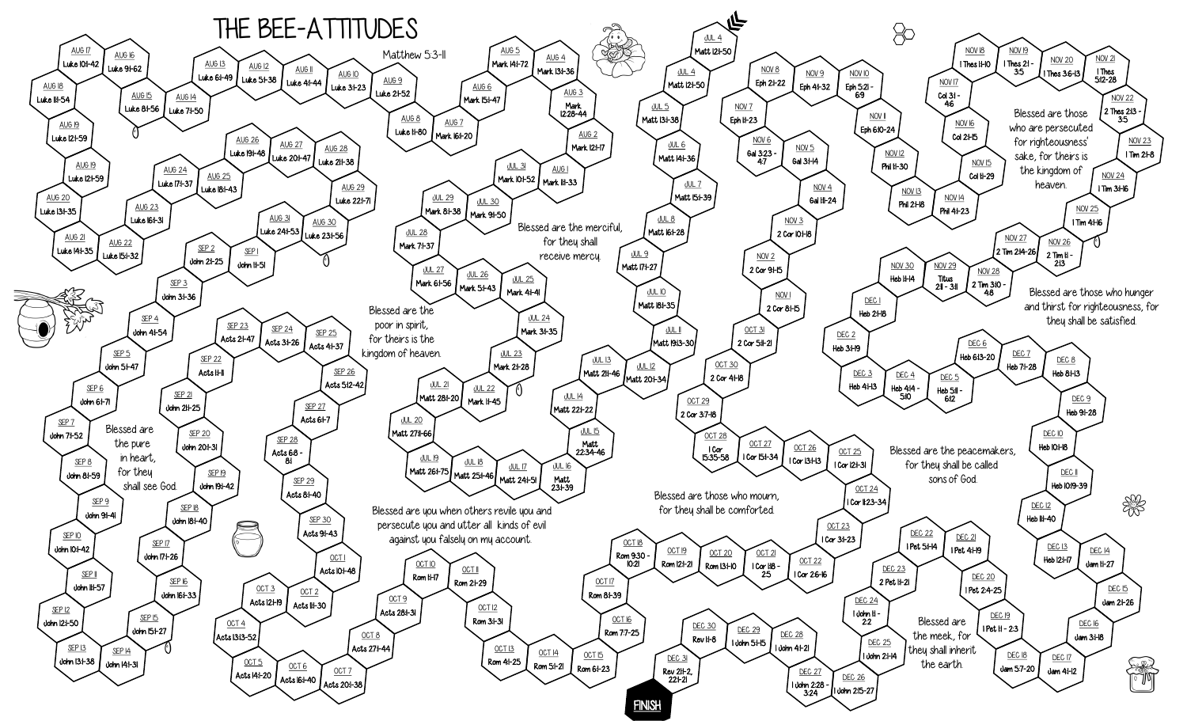# THE BEE-ATTITUDES

Matthew 5:3-11

Blessed are the poor in spirit, for theirs is the kingdom of heaven.

Blessed are those who mourn, for they shall be comforted.

Blessed are the meek, for they shall inherit the earth.

Blessed are those who hunger and thirst for righteousness, for they shall be satisfied.

Blessed are the merciful, for they shall receive mercy.

Blessed are the pure in heart, for they shall see God.

Blessed are the peacemakers, for they shall be called sons of God.

Blessed are those who are persecuted for righteousness' sake, for theirs is the kingdom of heaven.

Blessed are you when others revile you and persecute you and utter all kinds of evil against you falsely on my account.

- JUL 4 — Matt 12:1-50
- JUL 5 — Matt 13:1-38
- JUL 6 — Matt 14:1-36
- JUL 7 — Matt 15:1-39
- JUL 8 — Matt 16:1-28
- JUL 9 — Matt 17:1-27
- JUL 10 — Matt 18:1-35
- JUL 11 — Matt 19:13-30
- JUL 12 — Matt 20:1-34
- JUL 13 — Matt 21:1-46
- JUL 14 — Matt 22:1-22
- JUL 15 — Matt 22:34-46
- JUL 16 — Matt 23:1-39
- JUL 17 — Matt 24:1-51
- JUL 18 — Matt 25:1-46
- JUL 19 — Matt 26:1-75
- JUL 20 — Matt 27:1-66
- JUL 21 — Matt 28:1-20
- JUL 22 — Mark 1:1-45
- JUL 23 — Mark 2:1-28
- JUL 24 — Mark 3:1-35
- JUL 25 — Mark 4:1-41
- JUL 26 — Mark 5:1-43
- JUL 27 — Mark 6:1-56
- JUL 28 — Mark 7:1-37
- JUL 29 — Mark 8:1-38
- JUL 30 — Mark 9:1-50
- JUL 31 — Mark 10:1-52
- AUG 1 — Mark 11:1-33
- AUG 2 — Mark 12:1-17
- AUG 3 — Mark 12:28-44
- AUG 4 — Mark 13:1-36
- AUG 5 — Mark 14:1-72
- AUG 6 — Mark 15:1-47
- AUG 7 — Mark 16:1-20
- AUG 8 — Luke 1:1-80
- AUG 9 — Luke 2:1-52
- AUG 10 — Luke 3:1-23
- AUG 11 — Luke 4:1-44
- AUG 12 — Luke 5:1-38
- AUG 13 — Luke 6:1-49
- AUG 14 — Luke 7:1-50
- AUG 15 — Luke 8:1-56
- AUG 16 — Luke 9:1-62
- AUG 17 — Luke 10:1-42
- AUG 18 — Luke 11:1-54
- AUG 19 — Luke 12:1-59
- AUG 19 — Luke 12:1-59
- AUG 20 — Luke 13:1-35
- AUG 21 — Luke 14:1-35
- AUG 22 — Luke 15:1-32
- AUG 23 — Luke 16:1-31
- AUG 24 — Luke 17:1-37
- AUG 25 — Luke 18:1-43
- AUG 26 — Luke 19:1-48
- AUG 27 — Luke 20:1-47
- AUG 28 — Luke 21:1-38
- AUG 29 — Luke 22:1-71
- AUG 30 — Luke 23:1-56
- AUG 31 — Luke 24:1-53
- SEP 1 — John 1:1-51
- SEP 2 — John 2:1-25
- SEP 3 — John 3:1-36
- SEP 4 — John 4:1-54
- SEP 5 — John 5:1-47
- SEP 6 — John 6:1-71
- SEP 7 — John 7:1-52
- SEP 8 — John 8:1-59
- SEP 9 — John 9:1-41
- SEP 10 — John 10:1-42
- SEP 11 — John 11:1-57
- SEP 12 — John 12:1-50
- SEP 13 — John 13:1-38
- SEP 14 — John 14:1-31
- SEP 15 — John 15:1-27
- SEP 16 — John 16:1-33
- SEP 17 — John 17:1-26
- SEP 18 — John 18:1-40
- SEP 19 — John 19:1-42
- SEP 20 — John 20:1-31
- SEP 21 — John 21:1-25
- SEP 22 — Acts 1:1-11
- SEP 23 — Acts 2:1-47
- SEP 24 — Acts 3:1-26
- SEP 25 — Acts 4:1-37
- SEP 26 — Acts 5:12-42
- SEP 27 — Acts 6:1-7
- SEP 28 — Acts 6:8-8:1
- SEP 29 — Acts 8:1-40
- SEP 30 — Acts 9:1-43
- OCT 1 — Acts 10:1-48
- OCT 2 — Acts 11:1-30
- OCT 3 — Acts 12:1-19
- OCT 4 — Acts 13:13-52
- OCT 5 — Acts 14:1-20
- OCT 6 — Acts 16:1-40
- OCT 7 — Acts 20:1-38
- OCT 8 — Acts 27:1-44
- OCT 9 — Acts 28:1-31
- OCT 10 — Rom 1:1-17
- OCT 11 — Rom 2:1-29
- OCT 12 — Rom 3:1-31
- OCT 13 — Rom 4:1-25
- OCT 14 — Rom 5:1-21
- OCT 15 — Rom 6:1-23
- OCT 16 — Rom 7:7-25
- OCT 17 — Rom 8:1-39
- OCT 18 — Rom 9:30-10:21
- OCT 19 — Rom 12:1-21
- OCT 20 — Rom 13:1-10
- OCT 21 — 1 Cor 1:18-2:5
- OCT 22 — 1 Cor 2:6-16
- OCT 23 — 1 Cor 3:1-23
- OCT 24 — 1 Cor 11:23-34
- OCT 25 — 1 Cor 12:1-31
- OCT 26 — 1 Cor 13:1-13
- OCT 27 — 1 Cor 15:1-34
- OCT 28 — 1 Cor 15:35-58
- OCT 29 — 2 Cor 3:7-18
- OCT 30 — 2 Cor 4:1-18
- OCT 31 — 2 Cor 5:1-21
- NOV 1 — 2 Cor 8:1-15
- NOV 2 — 2 Cor 9:1-15
- NOV 3 — 2 Cor 10:1-18
- NOV 4 — Gal 1:11-24
- NOV 5 — Gal 3:1-14
- NOV 6 — Gal 3:23-4:7
- NOV 7 — Eph 1:1-23
- NOV 8 — Eph 2:1-22
- NOV 9 — Eph 4:1-32
- NOV 10 — Eph 5:21-6:9
- NOV 11 — Eph 6:10-24
- NOV 12 — Phil 1:1-30
- NOV 13 — Phil 2:1-18
- NOV 14 — Phil 4:1-23
- NOV 15 — Col 1:1-29
- NOV 16 — Col 2:1-15
- NOV 17 — Col 3:1-4:6
- NOV 18 — 1 Thes 1:1-10
- NOV 19 — 1 Thes 2:1-3:5
- NOV 20 — 1 Thes 3:6-13
- NOV 21 — 1 Thes 5:12-28
- NOV 22 — 2 Thes 2:13-3:5
- NOV 23 — 1 Tim 2:1-8
- NOV 24 — 1 Tim 3:1-16
- NOV 25 — 1 Tim 4:1-16
- NOV 26 — 2 Tim 1:1-2:13
- NOV 27 — 2 Tim 2:14-26
- NOV 28 — 2 Tim 3:10-4:8
- NOV 29 — Titus 2:1-3:11
- NOV 30 — Heb 1:1-14
- DEC 1 — Heb 2:1-18
- DEC 2 — Heb 3:1-19
- DEC 3 — Heb 4:1-13
- DEC 4 — Heb 4:14-5:10
- DEC 5 — Heb 5:11-6:12
- DEC 6 — Heb 6:13-20
- DEC 7 — Heb 7:1-28
- DEC 8 — Heb 8:1-13
- DEC 9 — Heb 9:1-28
- DEC 10 — Heb 10:1-18
- DEC 11 — Heb 10:19-39
- DEC 12 — Heb 11:1-40
- DEC 13 — Heb 12:1-17
- DEC 14 — Jam 1:1-27
- DEC 15 — Jam 2:1-26
- DEC 16 — Jam 3:1-18
- DEC 17 — Jam 4:1-12
- DEC 18 — Jam 5:7-20
- DEC 19 — 1 Pet 1:1-2:3
- DEC 20 — 1 Pet 2:4-25
- DEC 21 — 1 Pet 4:1-19
- DEC 22 — 1 Pet 5:1-14
- DEC 23 — 2 Pet 1:1-21
- DEC 24 — 1 John 1:1-2:2
- DEC 25 — 1 John 2:1-14
- DEC 26 — 1 John 2:15-27
- DEC 27 — 1 John 2:28-3:24
- DEC 28 — 1 John 4:1-21
- DEC 29 — 1 John 5:1-15
- DEC 30 — Rev 1:1-8
- DEC 31 — Rev 21:1-2, 22:1-21

FINISH